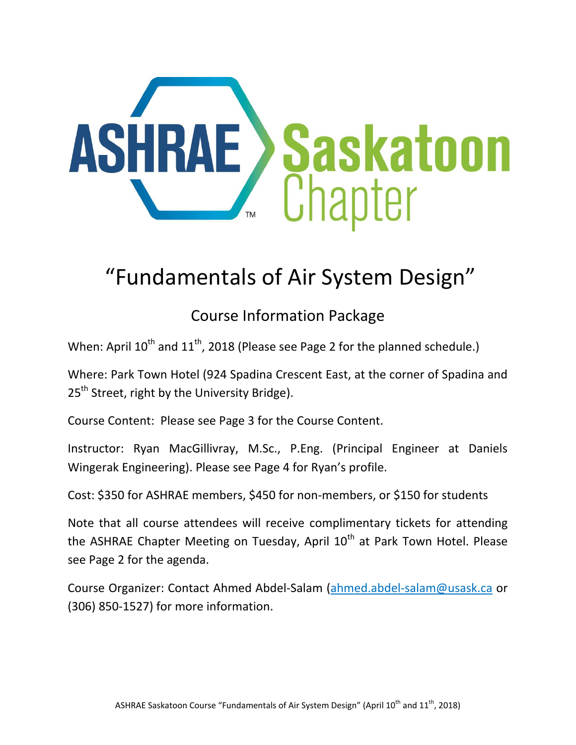ASHRAE Saskatoon Chapter

# "Fundamentals of Air System Design"

## Course Information Package

When: April 10th and 11th, 2018 (Please see Page 2 for the planned schedule.)

Where: Park Town Hotel (924 Spadina Crescent East, at the corner of Spadina and 25th Street, right by the University Bridge).

Course Content: Please see Page 3 for the Course Content.

Instructor: Ryan MacGillivray, M.Sc., P.Eng. (Principal Engineer at Daniels Wingerak Engineering). Please see Page 4 for Ryan's profile.

Cost: $350 for ASHRAE members, $450 for non-members, or $150 for students

Note that all course attendees will receive complimentary tickets for attending the ASHRAE Chapter Meeting on Tuesday, April 10th at Park Town Hotel. Please see Page 2 for the agenda.

Course Organizer: Contact Ahmed Abdel-Salam (ahmed.abdel-salam@usask.ca or (306) 850-1527) for more information.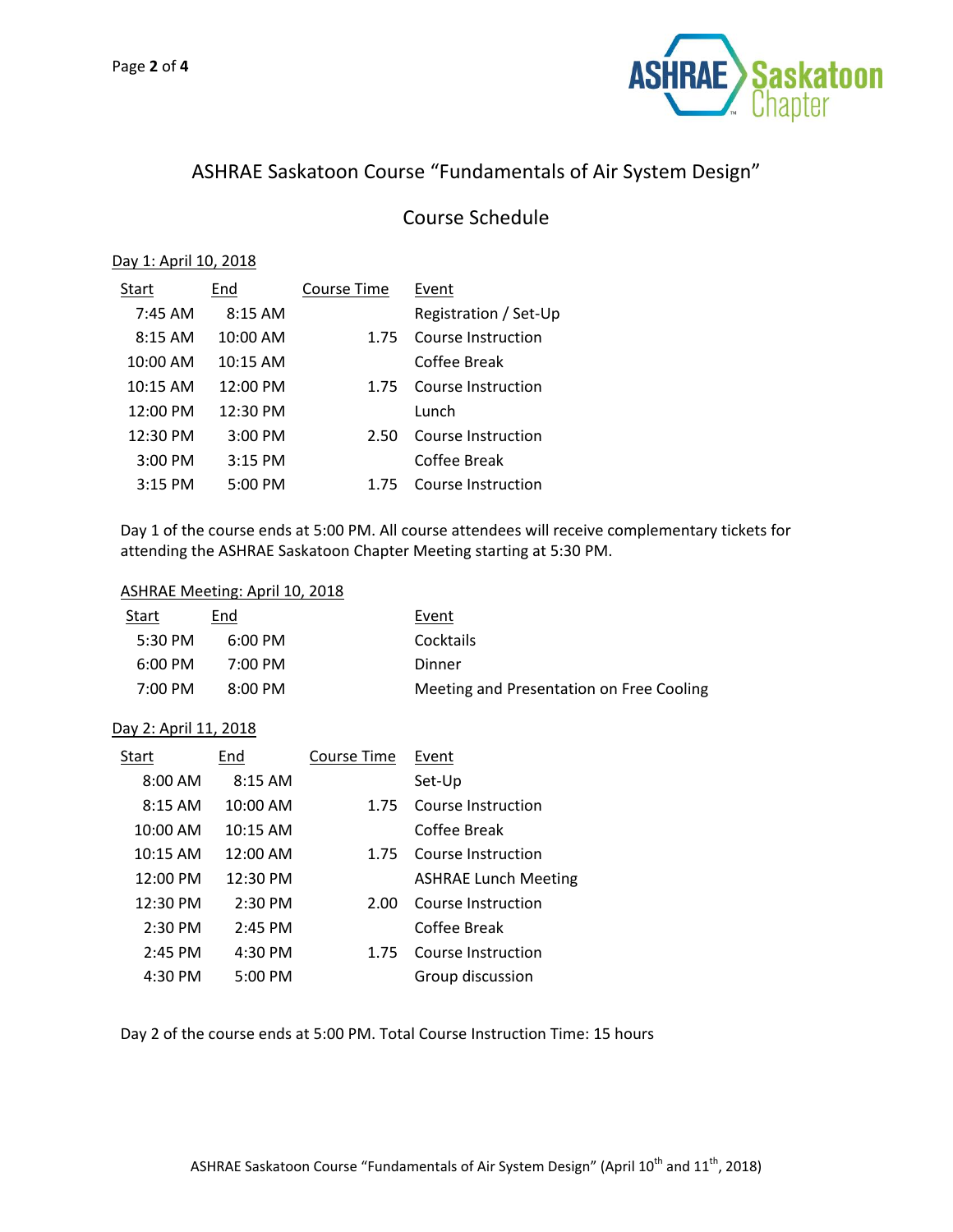# ASHRAE Saskatoon Course "Fundamentals of Air System Design"

## Course Schedule

Day 1: April 10, 2018

| Start | End | Course Time | Event |
|---|---|---|---|
| 7:45 AM | 8:15 AM | | Registration / Set-Up |
| 8:15 AM | 10:00 AM | 1.75 | Course Instruction |
| 10:00 AM | 10:15 AM | | Coffee Break |
| 10:15 AM | 12:00 PM | 1.75 | Course Instruction |
| 12:00 PM | 12:30 PM | | Lunch |
| 12:30 PM | 3:00 PM | 2.50 | Course Instruction |
| 3:00 PM | 3:15 PM | | Coffee Break |
| 3:15 PM | 5:00 PM | 1.75 | Course Instruction |

Day 1 of the course ends at 5:00 PM. All course attendees will receive complementary tickets for attending the ASHRAE Saskatoon Chapter Meeting starting at 5:30 PM.

ASHRAE Meeting: April 10, 2018

| Start | End | Event |
|---|---|---|
| 5:30 PM | 6:00 PM | Cocktails |
| 6:00 PM | 7:00 PM | Dinner |
| 7:00 PM | 8:00 PM | Meeting and Presentation on Free Cooling |

Day 2: April 11, 2018

| Start | End | Course Time | Event |
|---|---|---|---|
| 8:00 AM | 8:15 AM | | Set-Up |
| 8:15 AM | 10:00 AM | 1.75 | Course Instruction |
| 10:00 AM | 10:15 AM | | Coffee Break |
| 10:15 AM | 12:00 AM | 1.75 | Course Instruction |
| 12:00 PM | 12:30 PM | | ASHRAE Lunch Meeting |
| 12:30 PM | 2:30 PM | 2.00 | Course Instruction |
| 2:30 PM | 2:45 PM | | Coffee Break |
| 2:45 PM | 4:30 PM | 1.75 | Course Instruction |
| 4:30 PM | 5:00 PM | | Group discussion |

Day 2 of the course ends at 5:00 PM. Total Course Instruction Time: 15 hours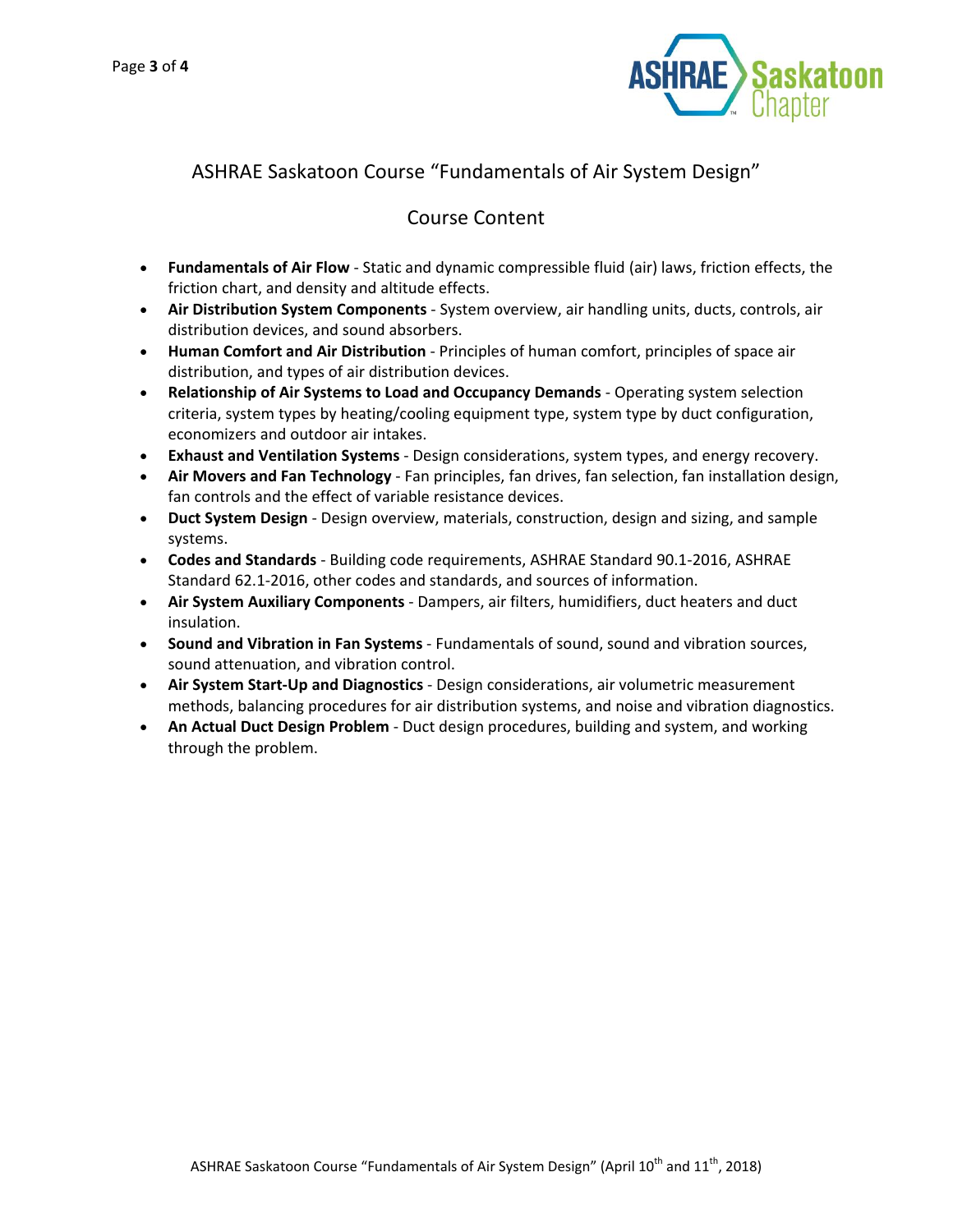## ASHRAE Saskatoon Course “Fundamentals of Air System Design”

### Course Content

- **Fundamentals of Air Flow** - Static and dynamic compressible fluid (air) laws, friction effects, the friction chart, and density and altitude effects.
- **Air Distribution System Components** - System overview, air handling units, ducts, controls, air distribution devices, and sound absorbers.
- **Human Comfort and Air Distribution** - Principles of human comfort, principles of space air distribution, and types of air distribution devices.
- **Relationship of Air Systems to Load and Occupancy Demands** - Operating system selection criteria, system types by heating/cooling equipment type, system type by duct configuration, economizers and outdoor air intakes.
- **Exhaust and Ventilation Systems** - Design considerations, system types, and energy recovery.
- **Air Movers and Fan Technology** - Fan principles, fan drives, fan selection, fan installation design, fan controls and the effect of variable resistance devices.
- **Duct System Design** - Design overview, materials, construction, design and sizing, and sample systems.
- **Codes and Standards** - Building code requirements, ASHRAE Standard 90.1-2016, ASHRAE Standard 62.1-2016, other codes and standards, and sources of information.
- **Air System Auxiliary Components** - Dampers, air filters, humidifiers, duct heaters and duct insulation.
- **Sound and Vibration in Fan Systems** - Fundamentals of sound, sound and vibration sources, sound attenuation, and vibration control.
- **Air System Start-Up and Diagnostics** - Design considerations, air volumetric measurement methods, balancing procedures for air distribution systems, and noise and vibration diagnostics.
- **An Actual Duct Design Problem** - Duct design procedures, building and system, and working through the problem.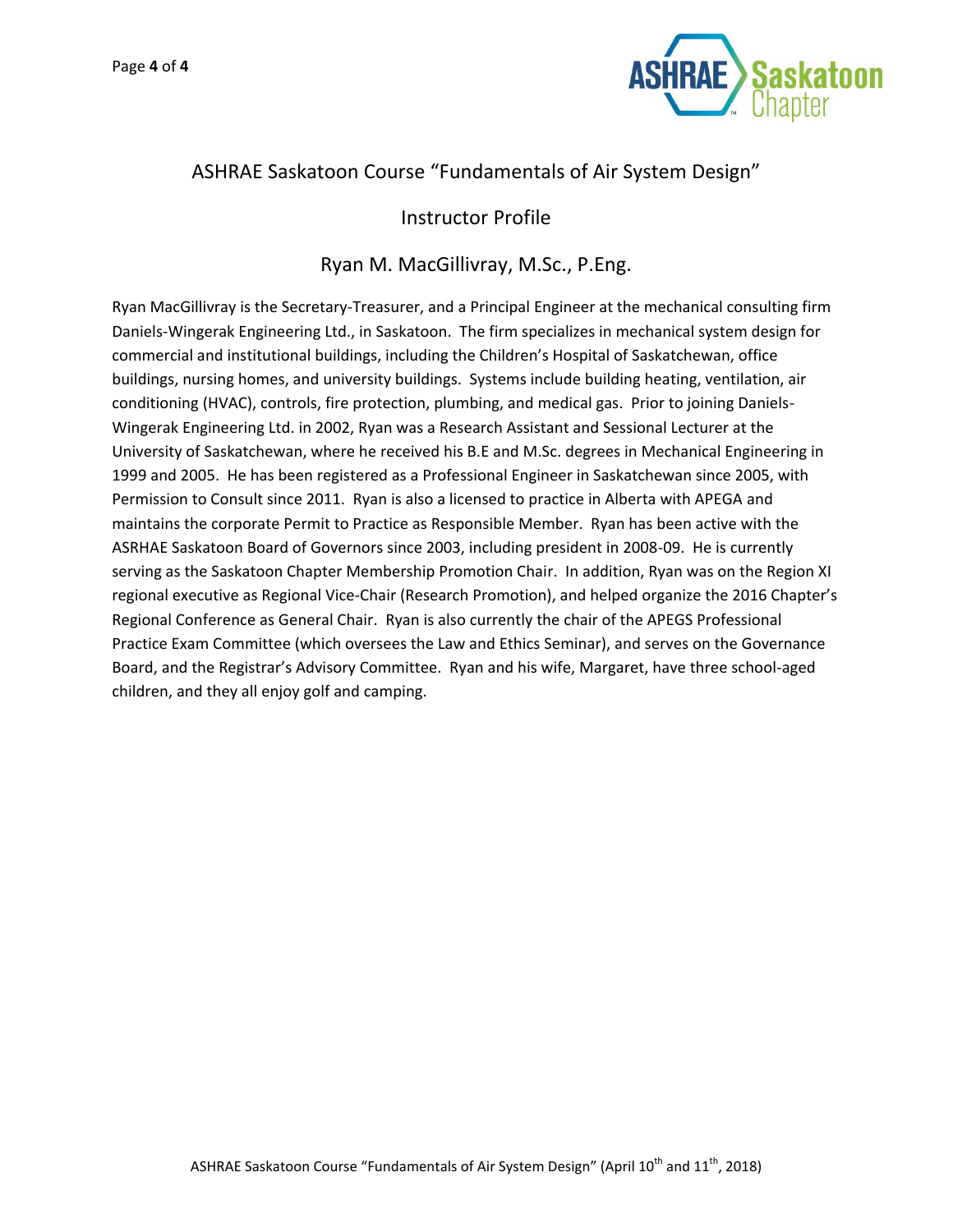# ASHRAE Saskatoon Course "Fundamentals of Air System Design"

## Instructor Profile

## Ryan M. MacGillivray, M.Sc., P.Eng.

Ryan MacGillivray is the Secretary-Treasurer, and a Principal Engineer at the mechanical consulting firm Daniels-Wingerak Engineering Ltd., in Saskatoon. The firm specializes in mechanical system design for commercial and institutional buildings, including the Children's Hospital of Saskatchewan, office buildings, nursing homes, and university buildings. Systems include building heating, ventilation, air conditioning (HVAC), controls, fire protection, plumbing, and medical gas. Prior to joining Daniels-Wingerak Engineering Ltd. in 2002, Ryan was a Research Assistant and Sessional Lecturer at the University of Saskatchewan, where he received his B.E and M.Sc. degrees in Mechanical Engineering in 1999 and 2005. He has been registered as a Professional Engineer in Saskatchewan since 2005, with Permission to Consult since 2011. Ryan is also a licensed to practice in Alberta with APEGA and maintains the corporate Permit to Practice as Responsible Member. Ryan has been active with the ASRHAE Saskatoon Board of Governors since 2003, including president in 2008-09. He is currently serving as the Saskatoon Chapter Membership Promotion Chair. In addition, Ryan was on the Region XI regional executive as Regional Vice-Chair (Research Promotion), and helped organize the 2016 Chapter's Regional Conference as General Chair. Ryan is also currently the chair of the APEGS Professional Practice Exam Committee (which oversees the Law and Ethics Seminar), and serves on the Governance Board, and the Registrar's Advisory Committee. Ryan and his wife, Margaret, have three school-aged children, and they all enjoy golf and camping.